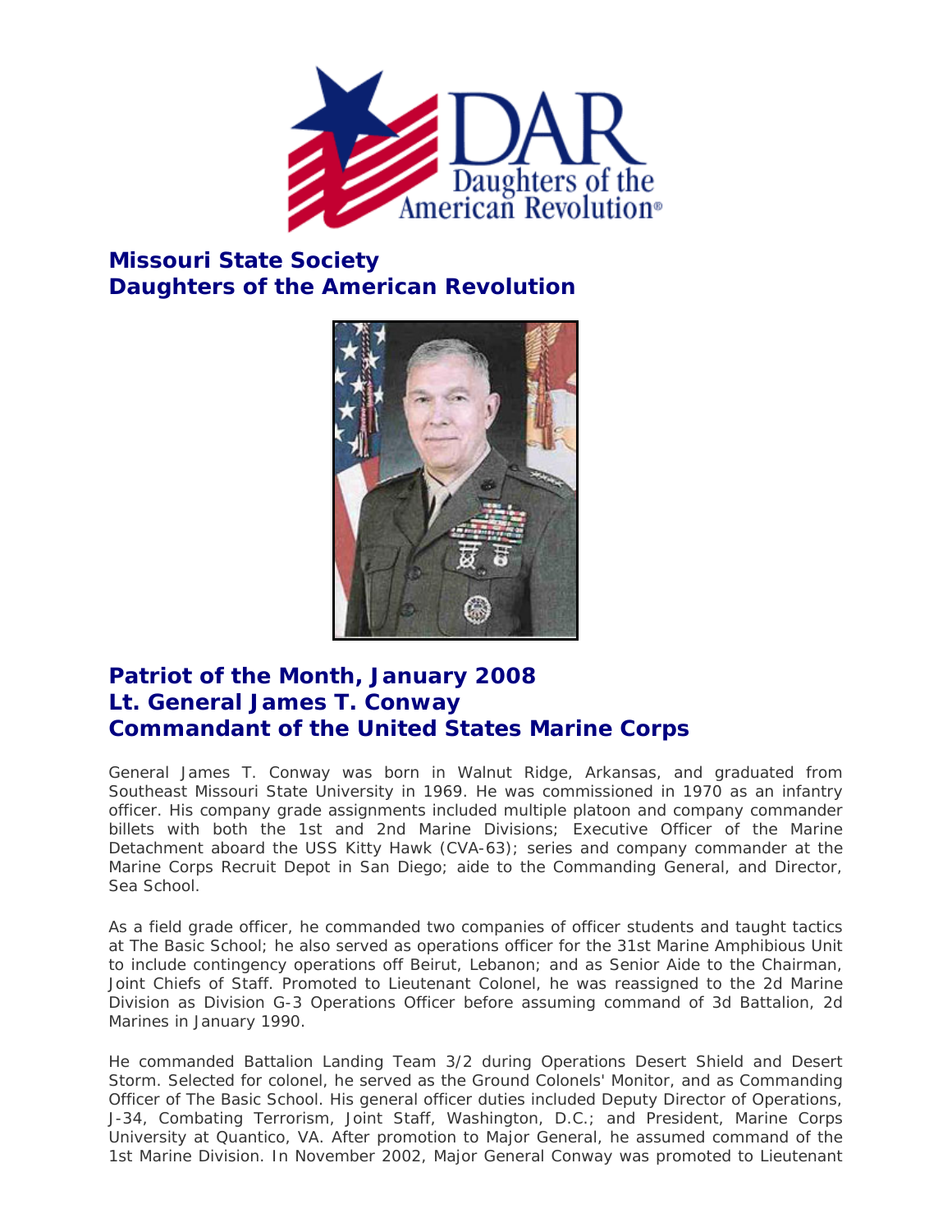## Missouri State Society
## Daughters of the American Revolution

## Patriot of the Month, January 2008
## Lt. General James T. Conway
## Commandant of the United States Marine Corps

General James T. Conway was born in Walnut Ridge, Arkansas, and graduated from Southeast Missouri State University in 1969. He was commissioned in 1970 as an infantry officer. His company grade assignments included multiple platoon and company commander billets with both the 1st and 2nd Marine Divisions; Executive Officer of the Marine Detachment aboard the USS Kitty Hawk (CVA-63); series and company commander at the Marine Corps Recruit Depot in San Diego; aide to the Commanding General, and Director, Sea School.

As a field grade officer, he commanded two companies of officer students and taught tactics at The Basic School; he also served as operations officer for the 31st Marine Amphibious Unit to include contingency operations off Beirut, Lebanon; and as Senior Aide to the Chairman, Joint Chiefs of Staff. Promoted to Lieutenant Colonel, he was reassigned to the 2d Marine Division as Division G-3 Operations Officer before assuming command of 3d Battalion, 2d Marines in January 1990.

He commanded Battalion Landing Team 3/2 during Operations Desert Shield and Desert Storm. Selected for colonel, he served as the Ground Colonels' Monitor, and as Commanding Officer of The Basic School. His general officer duties included Deputy Director of Operations, J-34, Combating Terrorism, Joint Staff, Washington, D.C.; and President, Marine Corps University at Quantico, VA. After promotion to Major General, he assumed command of the 1st Marine Division. In November 2002, Major General Conway was promoted to Lieutenant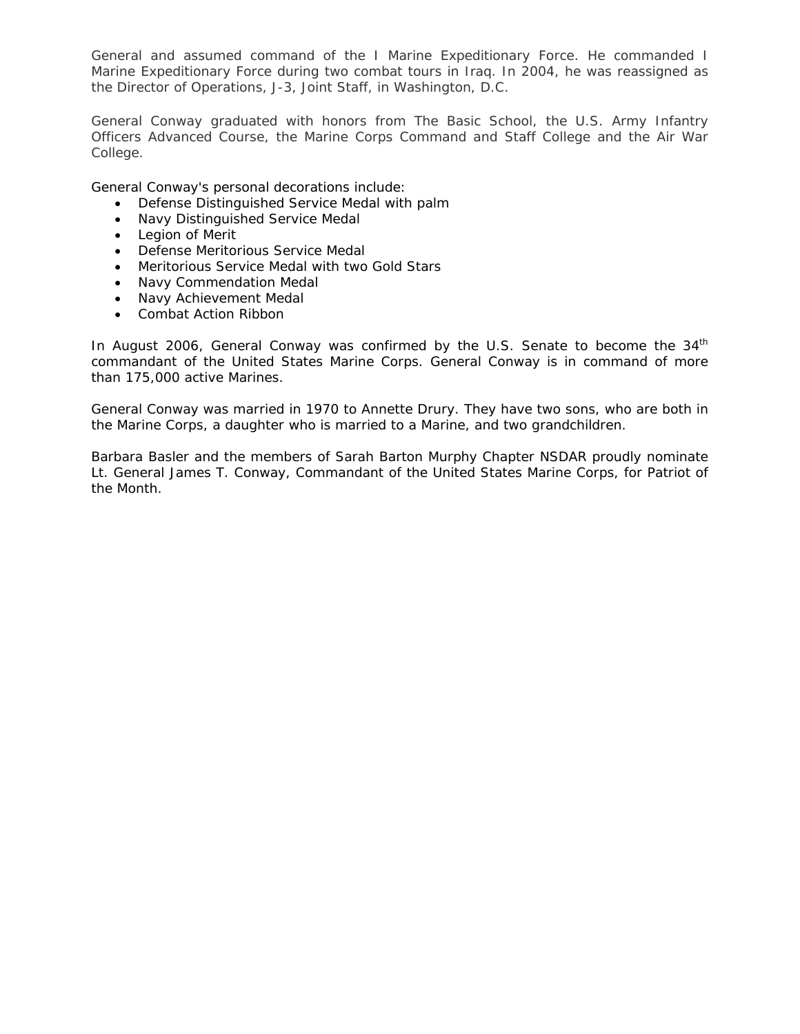General and assumed command of the I Marine Expeditionary Force. He commanded I Marine Expeditionary Force during two combat tours in Iraq. In 2004, he was reassigned as the Director of Operations, J-3, Joint Staff, in Washington, D.C.

General Conway graduated with honors from The Basic School, the U.S. Army Infantry Officers Advanced Course, the Marine Corps Command and Staff College and the Air War College.

General Conway's personal decorations include:

- Defense Distinguished Service Medal with palm
- Navy Distinguished Service Medal
- Legion of Merit
- Defense Meritorious Service Medal
- Meritorious Service Medal with two Gold Stars
- Navy Commendation Medal
- Navy Achievement Medal
- Combat Action Ribbon

In August 2006, General Conway was confirmed by the U.S. Senate to become the 34th commandant of the United States Marine Corps. General Conway is in command of more than 175,000 active Marines.

General Conway was married in 1970 to Annette Drury. They have two sons, who are both in the Marine Corps, a daughter who is married to a Marine, and two grandchildren.

Barbara Basler and the members of Sarah Barton Murphy Chapter NSDAR proudly nominate Lt. General James T. Conway, Commandant of the United States Marine Corps, for Patriot of the Month.